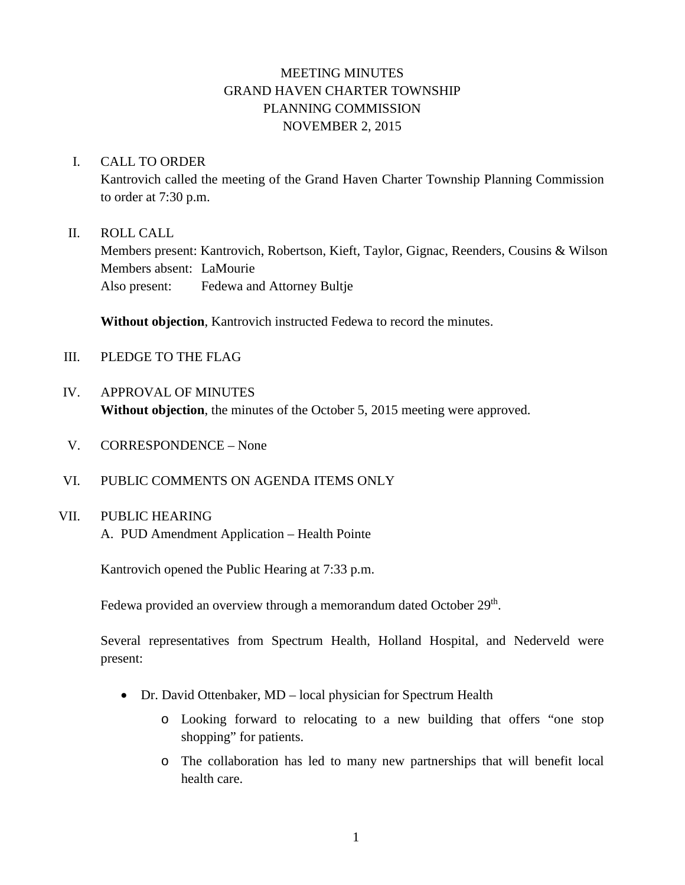# MEETING MINUTES
# GRAND HAVEN CHARTER TOWNSHIP
# PLANNING COMMISSION
# NOVEMBER 2, 2015

I. CALL TO ORDER

Kantrovich called the meeting of the Grand Haven Charter Township Planning Commission to order at 7:30 p.m.

II. ROLL CALL

Members present: Kantrovich, Robertson, Kieft, Taylor, Gignac, Reenders, Cousins & Wilson
Members absent: LaMourie
Also present: Fedewa and Attorney Bultje

**Without objection**, Kantrovich instructed Fedewa to record the minutes.

III. PLEDGE TO THE FLAG

IV. APPROVAL OF MINUTES

**Without objection**, the minutes of the October 5, 2015 meeting were approved.

V. CORRESPONDENCE – None

VI. PUBLIC COMMENTS ON AGENDA ITEMS ONLY

VII. PUBLIC HEARING

A. PUD Amendment Application – Health Pointe

Kantrovich opened the Public Hearing at 7:33 p.m.

Fedewa provided an overview through a memorandum dated October 29th.

Several representatives from Spectrum Health, Holland Hospital, and Nederveld were present:

- Dr. David Ottenbaker, MD – local physician for Spectrum Health
  - Looking forward to relocating to a new building that offers "one stop shopping" for patients.
  - The collaboration has led to many new partnerships that will benefit local health care.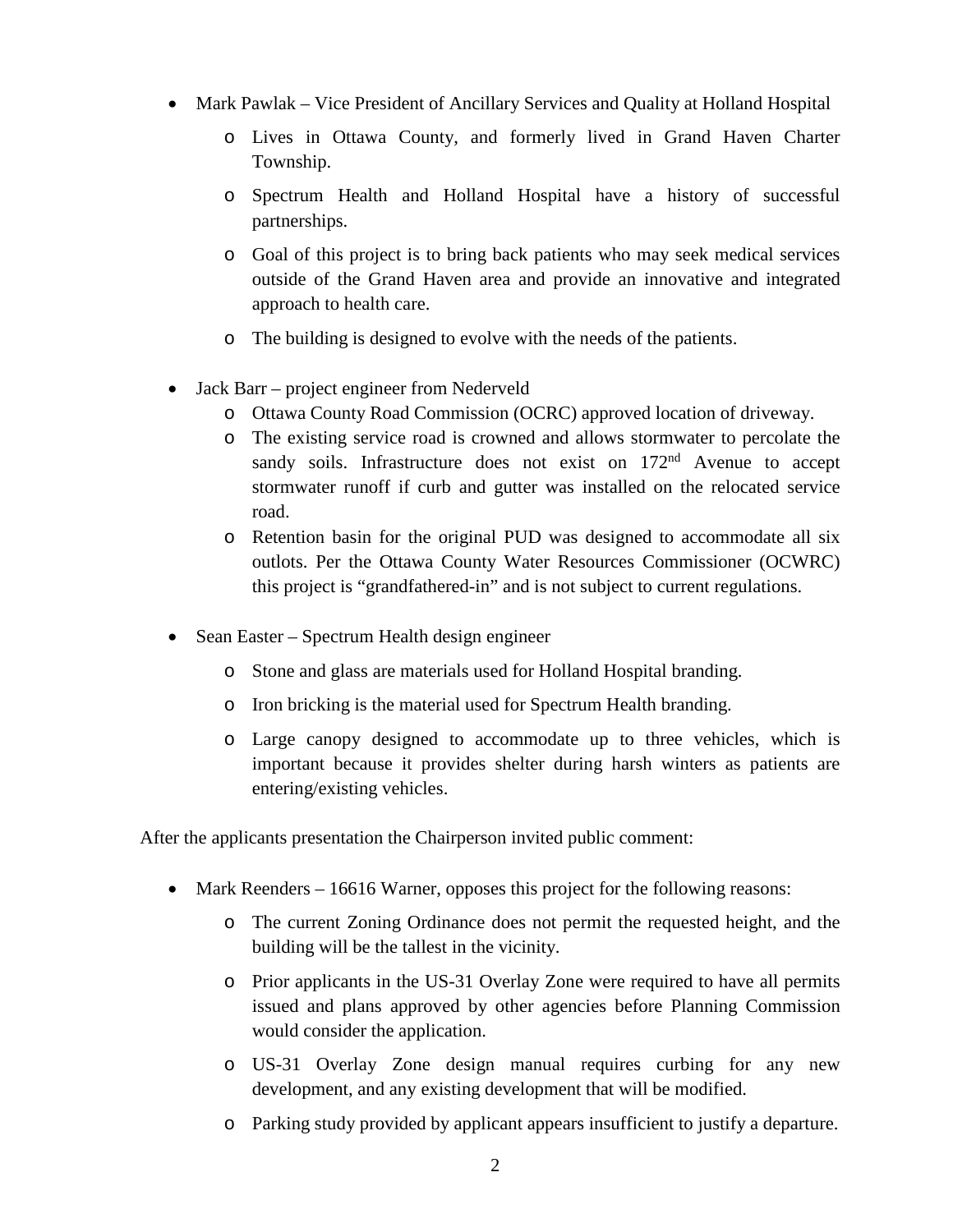- Mark Pawlak – Vice President of Ancillary Services and Quality at Holland Hospital
  - Lives in Ottawa County, and formerly lived in Grand Haven Charter Township.
  - Spectrum Health and Holland Hospital have a history of successful partnerships.
  - Goal of this project is to bring back patients who may seek medical services outside of the Grand Haven area and provide an innovative and integrated approach to health care.
  - The building is designed to evolve with the needs of the patients.
- Jack Barr – project engineer from Nederveld
  - Ottawa County Road Commission (OCRC) approved location of driveway.
  - The existing service road is crowned and allows stormwater to percolate the sandy soils. Infrastructure does not exist on 172nd Avenue to accept stormwater runoff if curb and gutter was installed on the relocated service road.
  - Retention basin for the original PUD was designed to accommodate all six outlots. Per the Ottawa County Water Resources Commissioner (OCWRC) this project is "grandfathered-in" and is not subject to current regulations.
- Sean Easter – Spectrum Health design engineer
  - Stone and glass are materials used for Holland Hospital branding.
  - Iron bricking is the material used for Spectrum Health branding.
  - Large canopy designed to accommodate up to three vehicles, which is important because it provides shelter during harsh winters as patients are entering/existing vehicles.

After the applicants presentation the Chairperson invited public comment:

- Mark Reenders – 16616 Warner, opposes this project for the following reasons:
  - The current Zoning Ordinance does not permit the requested height, and the building will be the tallest in the vicinity.
  - Prior applicants in the US-31 Overlay Zone were required to have all permits issued and plans approved by other agencies before Planning Commission would consider the application.
  - US-31 Overlay Zone design manual requires curbing for any new development, and any existing development that will be modified.
  - Parking study provided by applicant appears insufficient to justify a departure.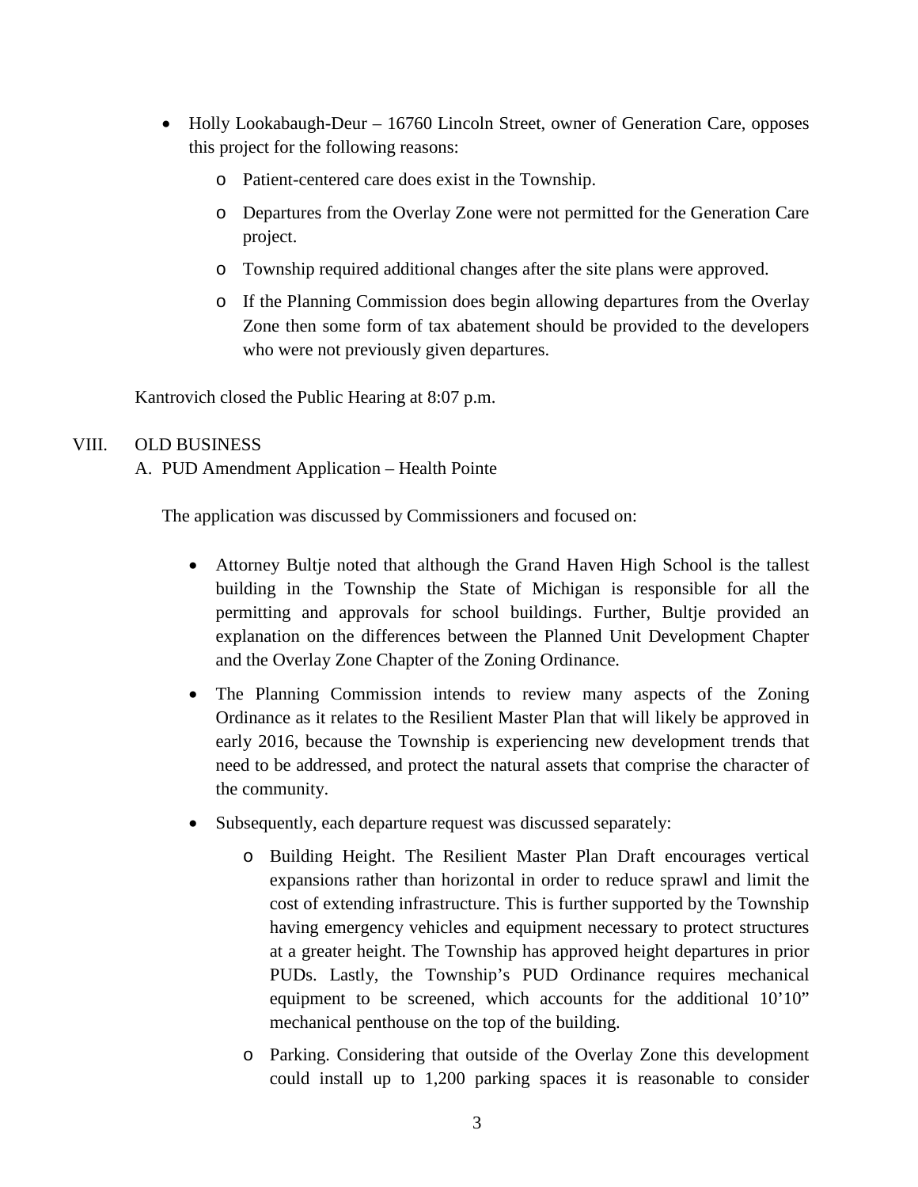- Holly Lookabaugh-Deur – 16760 Lincoln Street, owner of Generation Care, opposes this project for the following reasons:
  - Patient-centered care does exist in the Township.
  - Departures from the Overlay Zone were not permitted for the Generation Care project.
  - Township required additional changes after the site plans were approved.
  - If the Planning Commission does begin allowing departures from the Overlay Zone then some form of tax abatement should be provided to the developers who were not previously given departures.

Kantrovich closed the Public Hearing at 8:07 p.m.

## VIII. OLD BUSINESS

A. PUD Amendment Application – Health Pointe

The application was discussed by Commissioners and focused on:

- Attorney Bultje noted that although the Grand Haven High School is the tallest building in the Township the State of Michigan is responsible for all the permitting and approvals for school buildings. Further, Bultje provided an explanation on the differences between the Planned Unit Development Chapter and the Overlay Zone Chapter of the Zoning Ordinance.
- The Planning Commission intends to review many aspects of the Zoning Ordinance as it relates to the Resilient Master Plan that will likely be approved in early 2016, because the Township is experiencing new development trends that need to be addressed, and protect the natural assets that comprise the character of the community.
- Subsequently, each departure request was discussed separately:
  - Building Height. The Resilient Master Plan Draft encourages vertical expansions rather than horizontal in order to reduce sprawl and limit the cost of extending infrastructure. This is further supported by the Township having emergency vehicles and equipment necessary to protect structures at a greater height. The Township has approved height departures in prior PUDs. Lastly, the Township's PUD Ordinance requires mechanical equipment to be screened, which accounts for the additional 10'10" mechanical penthouse on the top of the building.
  - Parking. Considering that outside of the Overlay Zone this development could install up to 1,200 parking spaces it is reasonable to consider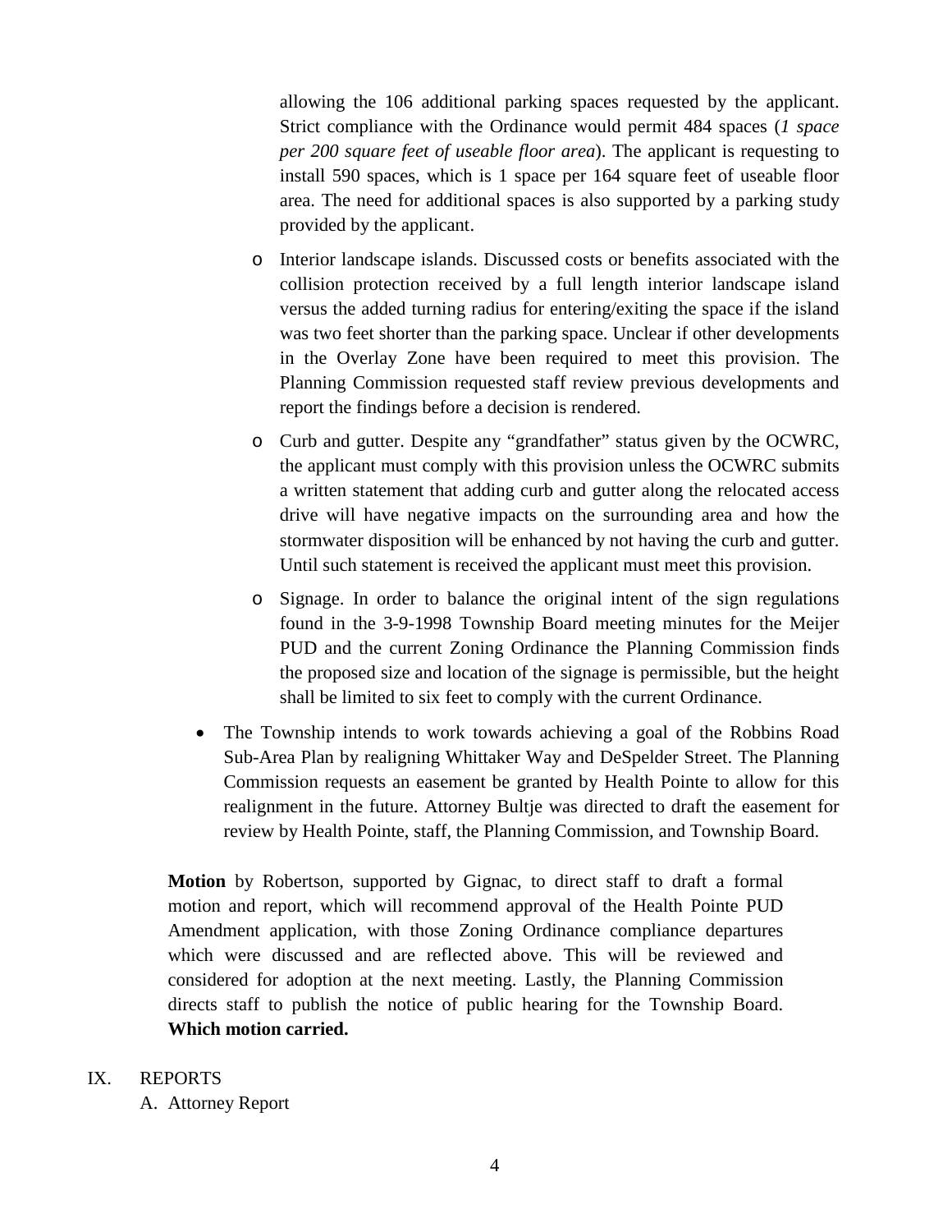allowing the 106 additional parking spaces requested by the applicant. Strict compliance with the Ordinance would permit 484 spaces (*1 space per 200 square feet of useable floor area*). The applicant is requesting to install 590 spaces, which is 1 space per 164 square feet of useable floor area. The need for additional spaces is also supported by a parking study provided by the applicant.

  - Interior landscape islands. Discussed costs or benefits associated with the collision protection received by a full length interior landscape island versus the added turning radius for entering/exiting the space if the island was two feet shorter than the parking space. Unclear if other developments in the Overlay Zone have been required to meet this provision. The Planning Commission requested staff review previous developments and report the findings before a decision is rendered.
  - Curb and gutter. Despite any "grandfather" status given by the OCWRC, the applicant must comply with this provision unless the OCWRC submits a written statement that adding curb and gutter along the relocated access drive will have negative impacts on the surrounding area and how the stormwater disposition will be enhanced by not having the curb and gutter. Until such statement is received the applicant must meet this provision.
  - Signage. In order to balance the original intent of the sign regulations found in the 3-9-1998 Township Board meeting minutes for the Meijer PUD and the current Zoning Ordinance the Planning Commission finds the proposed size and location of the signage is permissible, but the height shall be limited to six feet to comply with the current Ordinance.

- The Township intends to work towards achieving a goal of the Robbins Road Sub-Area Plan by realigning Whittaker Way and DeSpelder Street. The Planning Commission requests an easement be granted by Health Pointe to allow for this realignment in the future. Attorney Bultje was directed to draft the easement for review by Health Pointe, staff, the Planning Commission, and Township Board.

**Motion** by Robertson, supported by Gignac, to direct staff to draft a formal motion and report, which will recommend approval of the Health Pointe PUD Amendment application, with those Zoning Ordinance compliance departures which were discussed and are reflected above. This will be reviewed and considered for adoption at the next meeting. Lastly, the Planning Commission directs staff to publish the notice of public hearing for the Township Board. **Which motion carried.**

IX. REPORTS

A. Attorney Report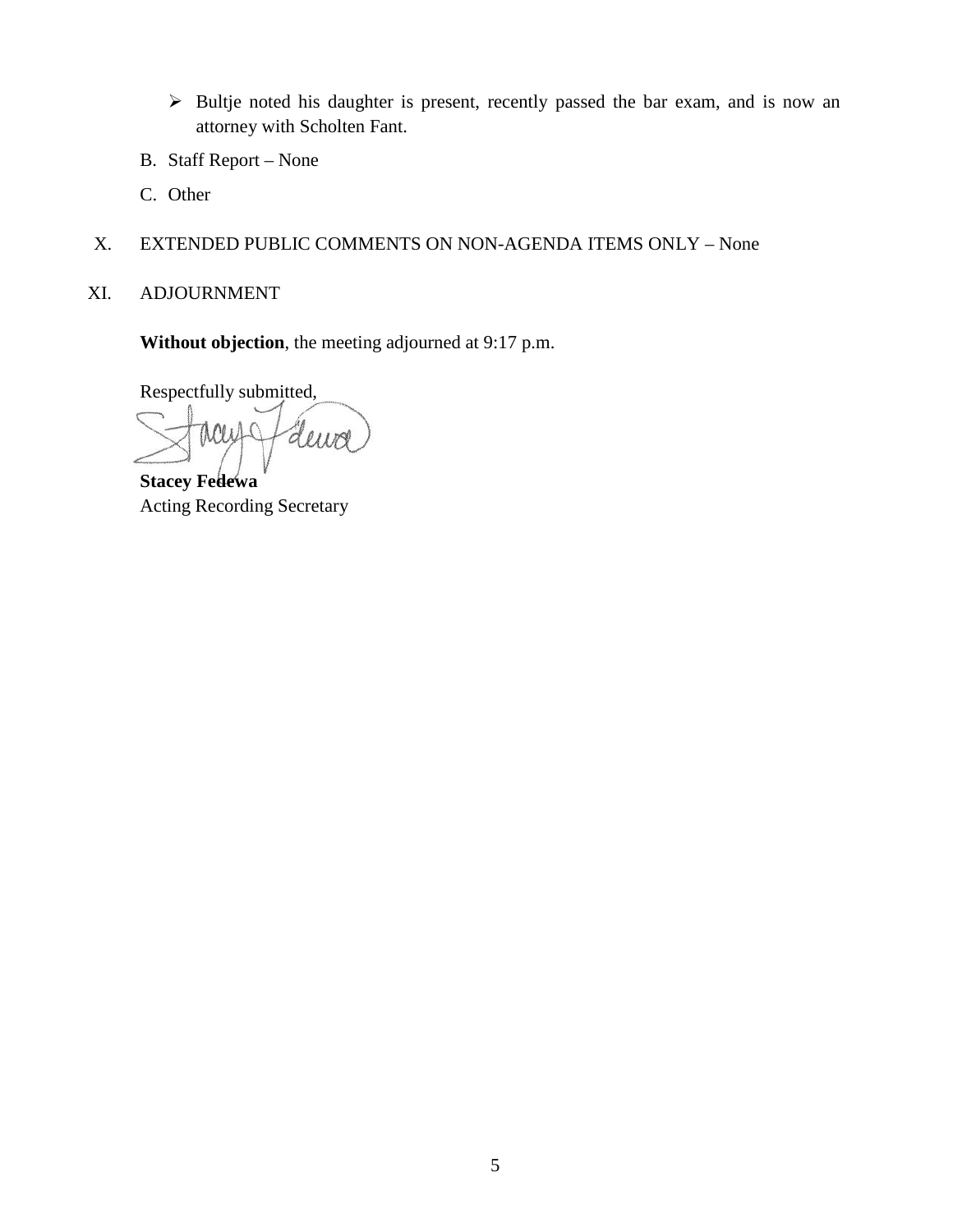- Bultje noted his daughter is present, recently passed the bar exam, and is now an attorney with Scholten Fant.

B. Staff Report – None

C. Other

X. EXTENDED PUBLIC COMMENTS ON NON-AGENDA ITEMS ONLY – None

XI. ADJOURNMENT

**Without objection**, the meeting adjourned at 9:17 p.m.

Respectfully submitted,

**Stacey Fedewa**
Acting Recording Secretary